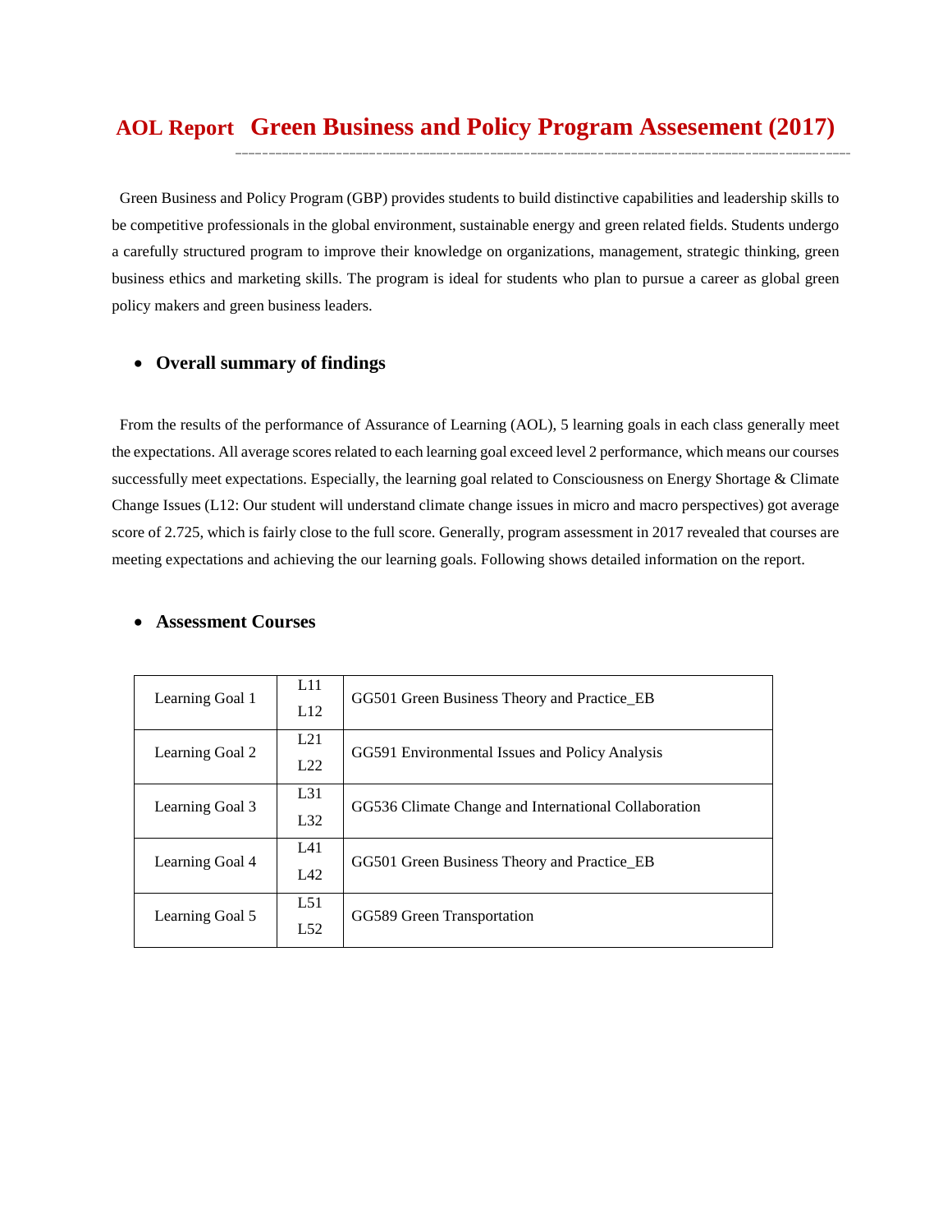# AOL Report Green Business and Policy Program Assesement (2017)

Green Business and Policy Program (GBP) provides students to build distinctive capabilities and leadership skills to be competitive professionals in the global environment, sustainable energy and green related fields. Students undergo a carefully structured program to improve their knowledge on organizations, management, strategic thinking, green business ethics and marketing skills. The program is ideal for students who plan to pursue a career as global green policy makers and green business leaders.

- **Overall summary of findings**

From the results of the performance of Assurance of Learning (AOL), 5 learning goals in each class generally meet the expectations. All average scores related to each learning goal exceed level 2 performance, which means our courses successfully meet expectations. Especially, the learning goal related to Consciousness on Energy Shortage & Climate Change Issues (L12: Our student will understand climate change issues in micro and macro perspectives) got average score of 2.725, which is fairly close to the full score. Generally, program assessment in 2017 revealed that courses are meeting expectations and achieving the our learning goals. Following shows detailed information on the report.

- **Assessment Courses**

| | | |
|---|---|---|
| Learning Goal 1 | L11<br>L12 | GG501 Green Business Theory and Practice_EB |
| Learning Goal 2 | L21<br>L22 | GG591 Environmental Issues and Policy Analysis |
| Learning Goal 3 | L31<br>L32 | GG536 Climate Change and International Collaboration |
| Learning Goal 4 | L41<br>L42 | GG501 Green Business Theory and Practice_EB |
| Learning Goal 5 | L51<br>L52 | GG589 Green Transportation |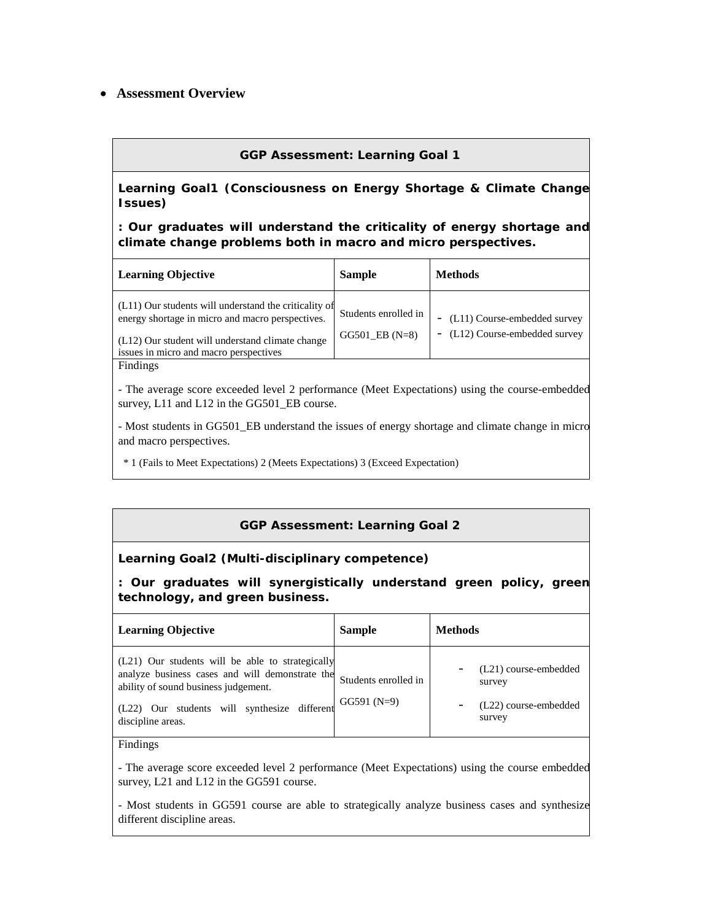- **Assessment Overview**

| **GGP Assessment: Learning Goal 1** | | |
|---|---|---|
| **Learning Goal1 (Consciousness on Energy Shortage & Climate Change Issues)**<br><br>**: Our graduates will understand the criticality of energy shortage and climate change problems both in macro and micro perspectives.** | | |
| **Learning Objective** | **Sample** | **Methods** |
| (L11) Our students will understand the criticality of energy shortage in micro and macro perspectives.<br><br>(L12) Our student will understand climate change issues in micro and macro perspectives | Students enrolled in<br><br>GG501_EB (N=8) | - (L11) Course-embedded survey<br>- (L12) Course-embedded survey |
| Findings<br><br>- The average score exceeded level 2 performance (Meet Expectations) using the course-embedded survey, L11 and L12 in the GG501_EB course.<br><br>- Most students in GG501_EB understand the issues of energy shortage and climate change in micro and macro perspectives.<br><br>* 1 (Fails to Meet Expectations) 2 (Meets Expectations) 3 (Exceed Expectation) | | |

| **GGP Assessment: Learning Goal 2** | | |
|---|---|---|
| **Learning Goal2 (Multi-disciplinary competence)**<br><br>**: Our graduates will synergistically understand green policy, green technology, and green business.** | | |
| **Learning Objective** | **Sample** | **Methods** |
| (L21) Our students will be able to strategically analyze business cases and will demonstrate the ability of sound business judgement.<br><br>(L22) Our students will synthesize different discipline areas. | Students enrolled in<br><br>GG591 (N=9) | - (L21) course-embedded survey<br>- (L22) course-embedded survey |
| Findings<br><br>- The average score exceeded level 2 performance (Meet Expectations) using the course embedded survey, L21 and L12 in the GG591 course.<br><br>- Most students in GG591 course are able to strategically analyze business cases and synthesize different discipline areas. | | |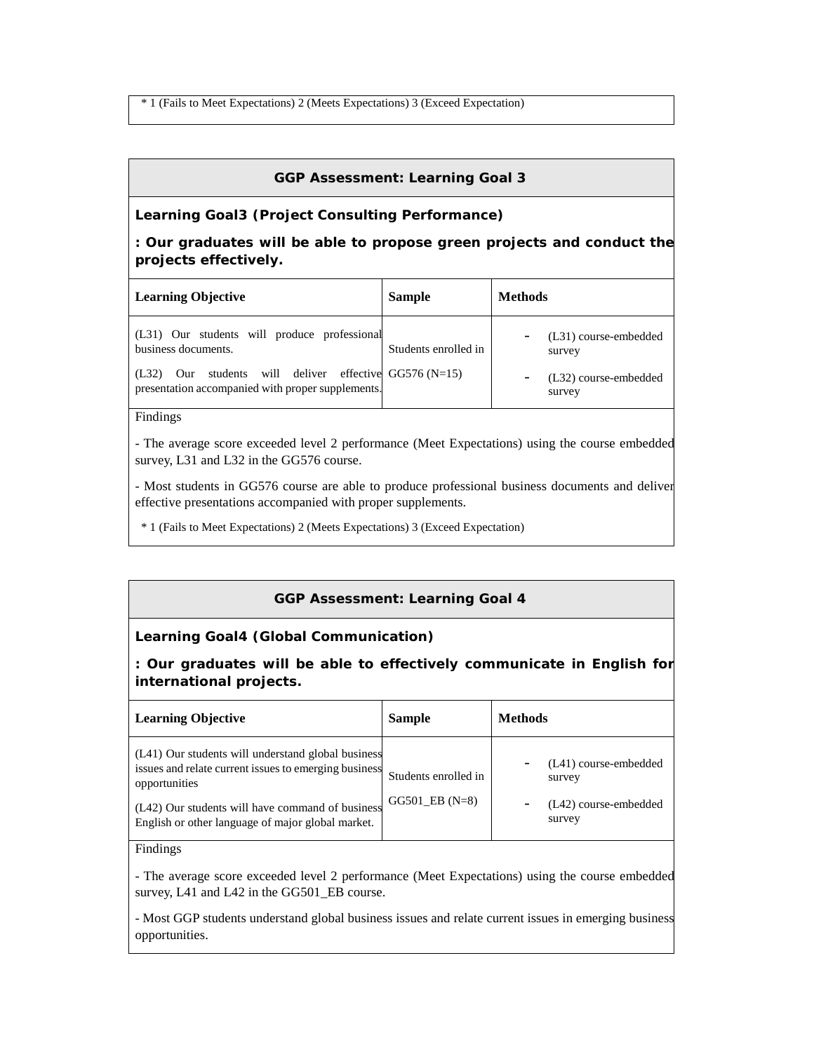\* 1 (Fails to Meet Expectations) 2 (Meets Expectations) 3 (Exceed Expectation)

## GGP Assessment: Learning Goal 3

**Learning Goal3 (Project Consulting Performance)**

**: Our graduates will be able to propose green projects and conduct the projects effectively.**

| Learning Objective | Sample | Methods |
| --- | --- | --- |
| (L31) Our students will produce professional business documents.<br>(L32) Our students will deliver effective presentation accompanied with proper supplements. | Students enrolled in GG576 (N=15) | - (L31) course-embedded survey<br>- (L32) course-embedded survey |

Findings

- The average score exceeded level 2 performance (Meet Expectations) using the course embedded survey, L31 and L32 in the GG576 course.

- Most students in GG576 course are able to produce professional business documents and deliver effective presentations accompanied with proper supplements.

\* 1 (Fails to Meet Expectations) 2 (Meets Expectations) 3 (Exceed Expectation)

## GGP Assessment: Learning Goal 4

**Learning Goal4 (Global Communication)**

**: Our graduates will be able to effectively communicate in English for international projects.**

| Learning Objective | Sample | Methods |
| --- | --- | --- |
| (L41) Our students will understand global business issues and relate current issues to emerging business opportunities<br>(L42) Our students will have command of business English or other language of major global market. | Students enrolled in GG501_EB (N=8) | - (L41) course-embedded survey<br>- (L42) course-embedded survey |

Findings

- The average score exceeded level 2 performance (Meet Expectations) using the course embedded survey, L41 and L42 in the GG501_EB course.

- Most GGP students understand global business issues and relate current issues in emerging business opportunities.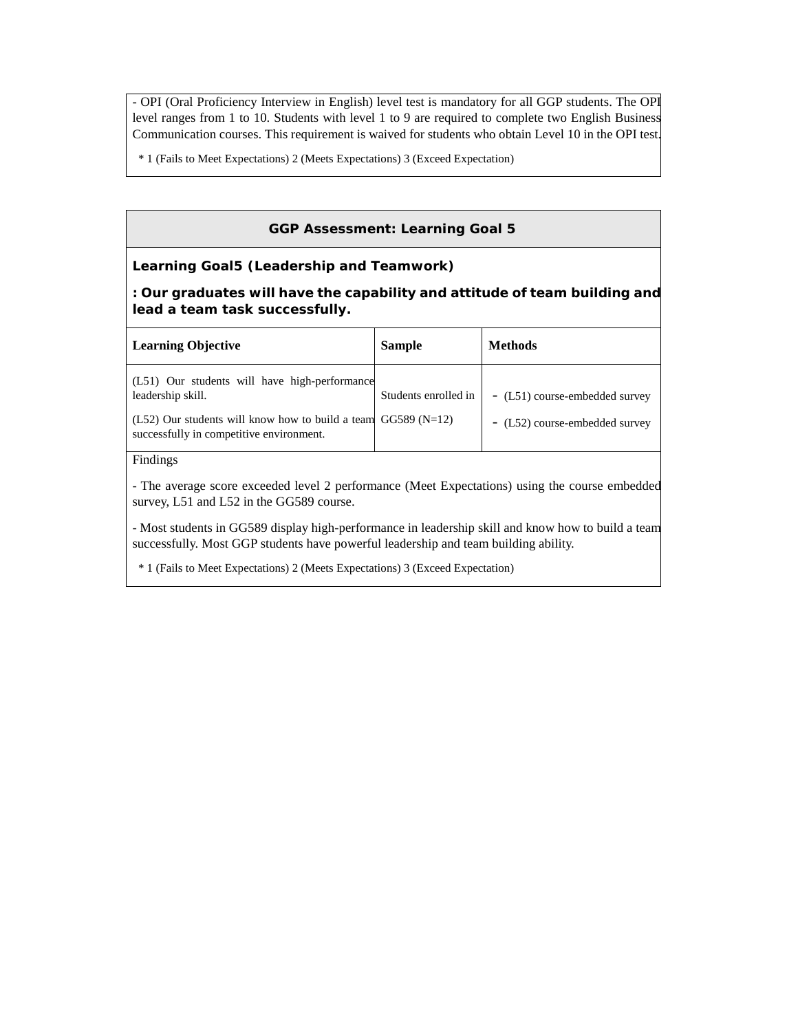- OPI (Oral Proficiency Interview in English) level test is mandatory for all GGP students. The OPI level ranges from 1 to 10. Students with level 1 to 9 are required to complete two English Business Communication courses. This requirement is waived for students who obtain Level 10 in the OPI test.

\* 1 (Fails to Meet Expectations) 2 (Meets Expectations) 3 (Exceed Expectation)

## GGP Assessment: Learning Goal 5

**Learning Goal5 (Leadership and Teamwork)**

**: Our graduates will have the capability and attitude of team building and lead a team task successfully.**

| Learning Objective | Sample | Methods |
|---|---|---|
| (L51) Our students will have high-performance leadership skill.<br>(L52) Our students will know how to build a team successfully in competitive environment. | Students enrolled in GG589 (N=12) | - (L51) course-embedded survey<br>- (L52) course-embedded survey |

Findings

- The average score exceeded level 2 performance (Meet Expectations) using the course embedded survey, L51 and L52 in the GG589 course.

- Most students in GG589 display high-performance in leadership skill and know how to build a team successfully. Most GGP students have powerful leadership and team building ability.

\* 1 (Fails to Meet Expectations) 2 (Meets Expectations) 3 (Exceed Expectation)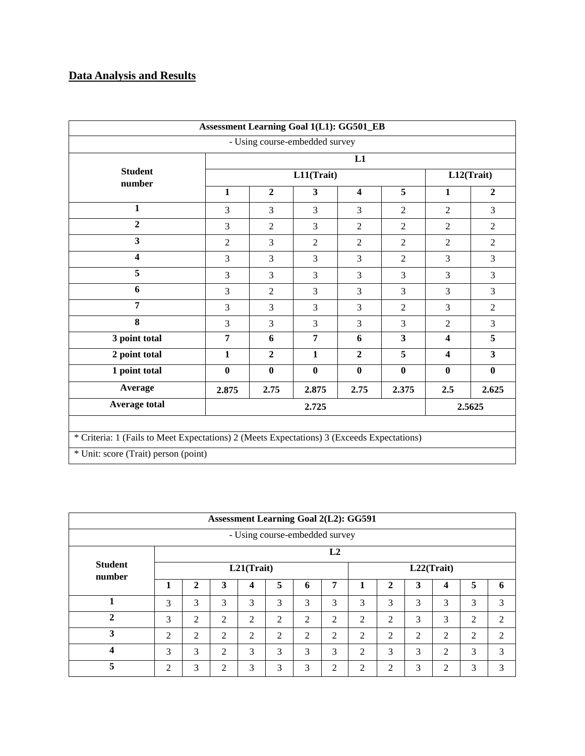## Data Analysis and Results

| Assessment Learning Goal 1(L1): GG501_EB | | | | | | | |
|---|---|---|---|---|---|---|---|
| - Using course-embedded survey | | | | | | | |
| **Student number** | **L1** | | | | | | |
| | **L11(Trait)** | | | | | **L12(Trait)** | |
| | **1** | **2** | **3** | **4** | **5** | **1** | **2** |
| **1** | 3 | 3 | 3 | 3 | 2 | 2 | 3 |
| **2** | 3 | 2 | 3 | 2 | 2 | 2 | 2 |
| **3** | 2 | 3 | 2 | 2 | 2 | 2 | 2 |
| **4** | 3 | 3 | 3 | 3 | 2 | 3 | 3 |
| **5** | 3 | 3 | 3 | 3 | 3 | 3 | 3 |
| **6** | 3 | 2 | 3 | 3 | 3 | 3 | 3 |
| **7** | 3 | 3 | 3 | 3 | 2 | 3 | 2 |
| **8** | 3 | 3 | 3 | 3 | 3 | 2 | 3 |
| **3 point total** | **7** | **6** | **7** | **6** | **3** | **4** | **5** |
| **2 point total** | **1** | **2** | **1** | **2** | **5** | **4** | **3** |
| **1 point total** | **0** | **0** | **0** | **0** | **0** | **0** | **0** |
| **Average** | **2.875** | **2.75** | **2.875** | **2.75** | **2.375** | **2.5** | **2.625** |
| **Average total** | **2.725** | | | | | **2.5625** | |
| | | | | | | | |
| * Criteria: 1 (Fails to Meet Expectations) 2 (Meets Expectations) 3 (Exceeds Expectations) | | | | | | | |
| * Unit: score (Trait) person (point) | | | | | | | |

| Assessment Learning Goal 2(L2): GG591 | | | | | | | | | | | | | |
|---|---|---|---|---|---|---|---|---|---|---|---|---|---|
| - Using course-embedded survey | | | | | | | | | | | | | |
| **Student number** | **L2** | | | | | | | | | | | | |
| | **L21(Trait)** | | | | | | | **L22(Trait)** | | | | | |
| | **1** | **2** | **3** | **4** | **5** | **6** | **7** | **1** | **2** | **3** | **4** | **5** | **6** |
| **1** | 3 | 3 | 3 | 3 | 3 | 3 | 3 | 3 | 3 | 3 | 3 | 3 | 3 |
| **2** | 3 | 2 | 2 | 2 | 2 | 2 | 2 | 2 | 2 | 3 | 3 | 2 | 2 |
| **3** | 2 | 2 | 2 | 2 | 2 | 2 | 2 | 2 | 2 | 2 | 2 | 2 | 2 |
| **4** | 3 | 3 | 2 | 3 | 3 | 3 | 3 | 2 | 3 | 3 | 2 | 3 | 3 |
| **5** | 2 | 3 | 2 | 3 | 3 | 3 | 2 | 2 | 2 | 3 | 2 | 3 | 3 |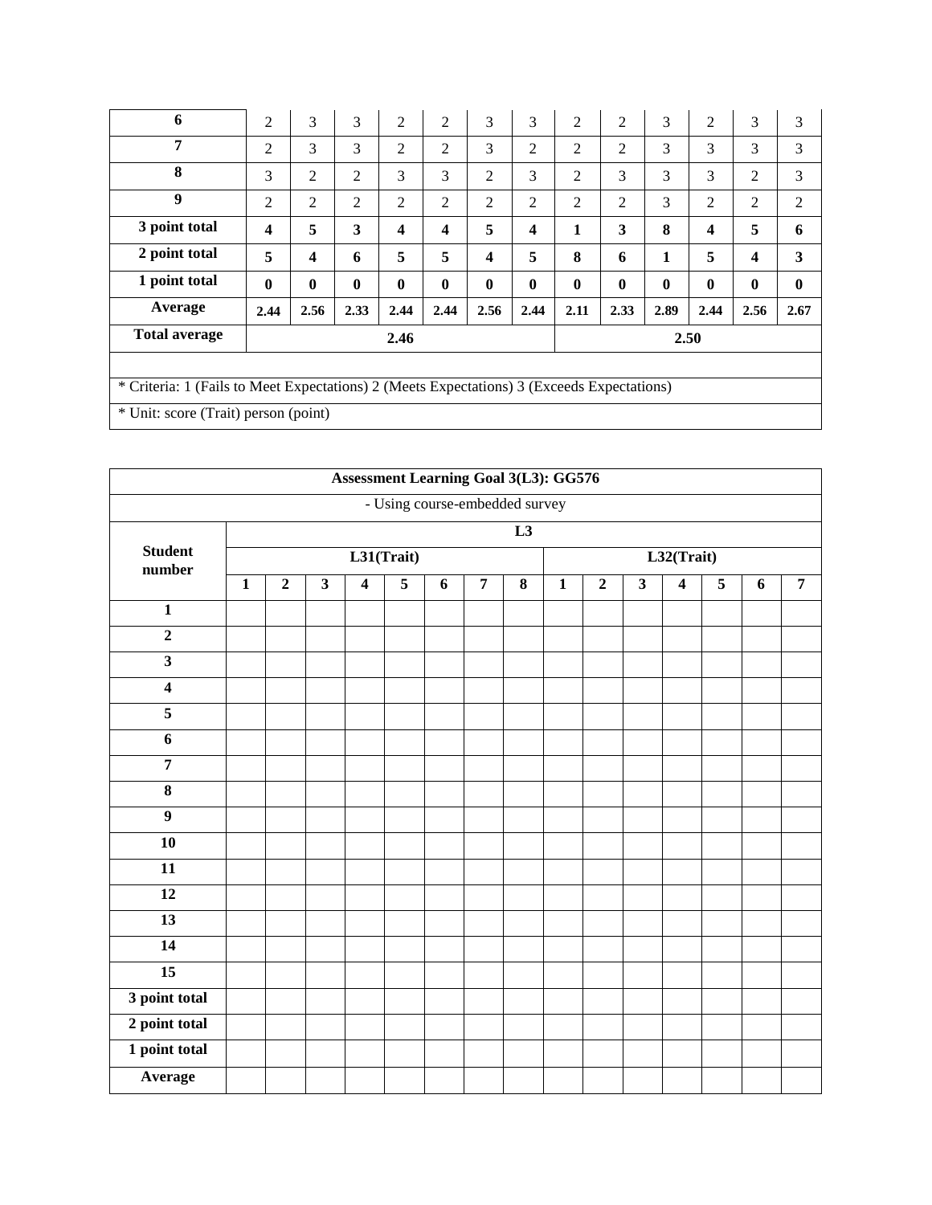| 6 | 2 | 3 | 3 | 2 | 2 | 3 | 3 | 2 | 2 | 3 | 2 | 3 | 3 |
|---|---|---|---|---|---|---|---|---|---|---|---|---|---|
| 7 | 2 | 3 | 3 | 2 | 2 | 3 | 2 | 2 | 2 | 3 | 3 | 3 | 3 |
| 8 | 3 | 2 | 2 | 3 | 3 | 2 | 3 | 2 | 3 | 3 | 3 | 2 | 3 |
| 9 | 2 | 2 | 2 | 2 | 2 | 2 | 2 | 2 | 2 | 3 | 2 | 2 | 2 |
| **3 point total** | **4** | **5** | **3** | **4** | **4** | **5** | **4** | **1** | **3** | **8** | **4** | **5** | **6** |
| **2 point total** | **5** | **4** | **6** | **5** | **5** | **4** | **5** | **8** | **6** | **1** | **5** | **4** | **3** |
| **1 point total** | **0** | **0** | **0** | **0** | **0** | **0** | **0** | **0** | **0** | **0** | **0** | **0** | **0** |
| **Average** | **2.44** | **2.56** | **2.33** | **2.44** | **2.44** | **2.56** | **2.44** | **2.11** | **2.33** | **2.89** | **2.44** | **2.56** | **2.67** |
| **Total average** | **2.46** | | | | | | | **2.50** | | | | | |
| | | | | | | | | | | | | | |
| * Criteria: 1 (Fails to Meet Expectations) 2 (Meets Expectations) 3 (Exceeds Expectations) | | | | | | | | | | | | | |
| * Unit: score (Trait) person (point) | | | | | | | | | | | | | |

| **Assessment Learning Goal 3(L3): GG576** | | | | | | | | | | | | | | | |
|---|---|---|---|---|---|---|---|---|---|---|---|---|---|---|---|
| - Using course-embedded survey | | | | | | | | | | | | | | | |
| **Student number** | **L3** | | | | | | | | | | | | | | |
| | **L31(Trait)** | | | | | | | | **L32(Trait)** | | | | | | |
| | **1** | **2** | **3** | **4** | **5** | **6** | **7** | **8** | **1** | **2** | **3** | **4** | **5** | **6** | **7** |
| **1** | | | | | | | | | | | | | | | |
| **2** | | | | | | | | | | | | | | | |
| **3** | | | | | | | | | | | | | | | |
| **4** | | | | | | | | | | | | | | | |
| **5** | | | | | | | | | | | | | | | |
| **6** | | | | | | | | | | | | | | | |
| **7** | | | | | | | | | | | | | | | |
| **8** | | | | | | | | | | | | | | | |
| **9** | | | | | | | | | | | | | | | |
| **10** | | | | | | | | | | | | | | | |
| **11** | | | | | | | | | | | | | | | |
| **12** | | | | | | | | | | | | | | | |
| **13** | | | | | | | | | | | | | | | |
| **14** | | | | | | | | | | | | | | | |
| **15** | | | | | | | | | | | | | | | |
| **3 point total** | | | | | | | | | | | | | | | |
| **2 point total** | | | | | | | | | | | | | | | |
| **1 point total** | | | | | | | | | | | | | | | |
| **Average** | | | | | | | | | | | | | | | |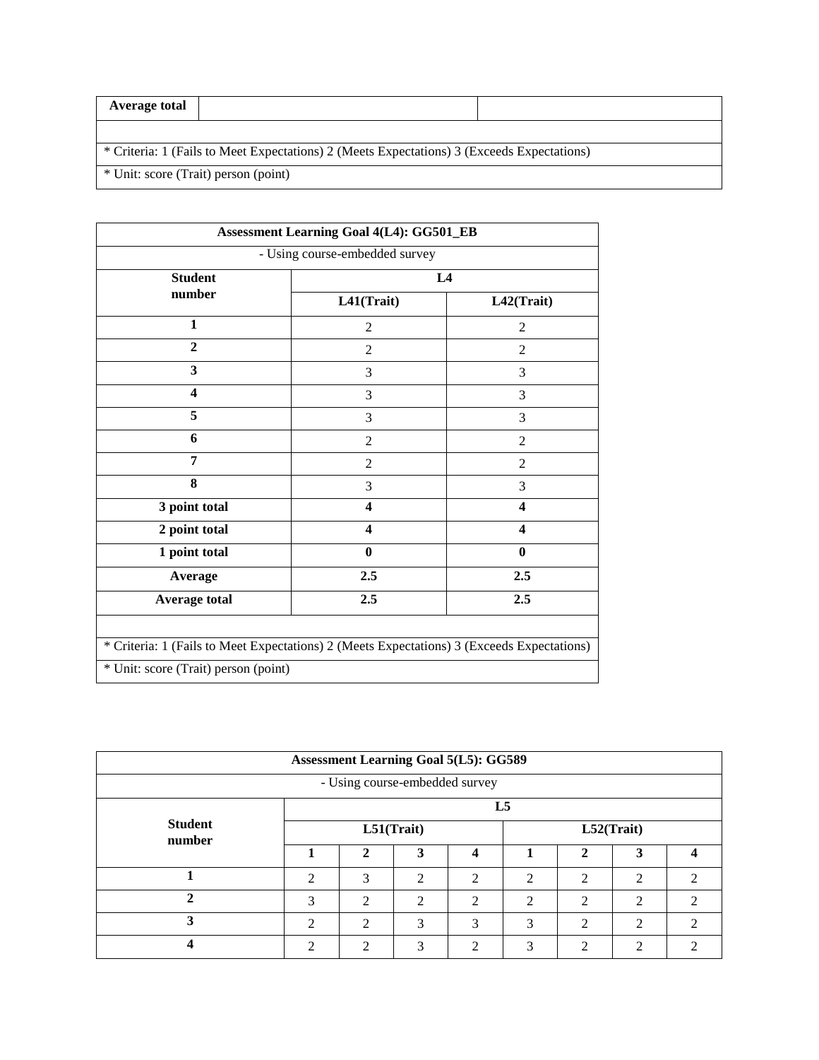| Average total | | |
|---|---|---|
| | | |
| * Criteria: 1 (Fails to Meet Expectations) 2 (Meets Expectations) 3 (Exceeds Expectations) | | |
| * Unit: score (Trait) person (point) | | |

| Assessment Learning Goal 4(L4): GG501_EB | | |
|---|---|---|
| - Using course-embedded survey | | |
| **Student number** | **L4** | |
| | **L41(Trait)** | **L42(Trait)** |
| **1** | 2 | 2 |
| **2** | 2 | 2 |
| **3** | 3 | 3 |
| **4** | 3 | 3 |
| **5** | 3 | 3 |
| **6** | 2 | 2 |
| **7** | 2 | 2 |
| **8** | 3 | 3 |
| **3 point total** | **4** | **4** |
| **2 point total** | **4** | **4** |
| **1 point total** | **0** | **0** |
| **Average** | **2.5** | **2.5** |
| **Average total** | **2.5** | **2.5** |
| | | |
| * Criteria: 1 (Fails to Meet Expectations) 2 (Meets Expectations) 3 (Exceeds Expectations) | | |
| * Unit: score (Trait) person (point) | | |

| Assessment Learning Goal 5(L5): GG589 | | | | | | | | |
|---|---|---|---|---|---|---|---|---|
| - Using course-embedded survey | | | | | | | | |
| **Student number** | **L5** | | | | | | | |
| | **L51(Trait)** | | | | **L52(Trait)** | | | |
| | **1** | **2** | **3** | **4** | **1** | **2** | **3** | **4** |
| **1** | 2 | 3 | 2 | 2 | 2 | 2 | 2 | 2 |
| **2** | 3 | 2 | 2 | 2 | 2 | 2 | 2 | 2 |
| **3** | 2 | 2 | 3 | 3 | 3 | 2 | 2 | 2 |
| **4** | 2 | 2 | 3 | 2 | 3 | 2 | 2 | 2 |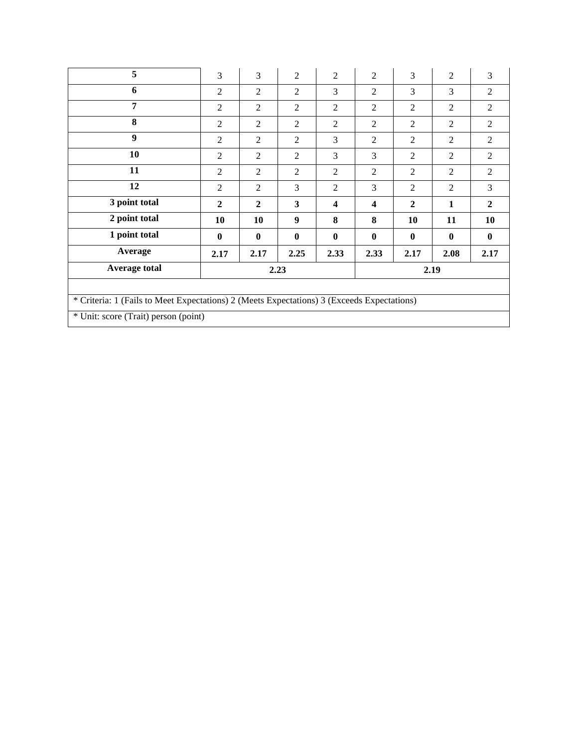| | | | | | | | | |
|---|---|---|---|---|---|---|---|---|
| **5** | 3 | 3 | 2 | 2 | 2 | 3 | 2 | 3 |
| **6** | 2 | 2 | 2 | 3 | 2 | 3 | 3 | 2 |
| **7** | 2 | 2 | 2 | 2 | 2 | 2 | 2 | 2 |
| **8** | 2 | 2 | 2 | 2 | 2 | 2 | 2 | 2 |
| **9** | 2 | 2 | 2 | 3 | 2 | 2 | 2 | 2 |
| **10** | 2 | 2 | 2 | 3 | 3 | 2 | 2 | 2 |
| **11** | 2 | 2 | 2 | 2 | 2 | 2 | 2 | 2 |
| **12** | 2 | 2 | 3 | 2 | 3 | 2 | 2 | 3 |
| **3 point total** | **2** | **2** | **3** | **4** | **4** | **2** | **1** | **2** |
| **2 point total** | **10** | **10** | **9** | **8** | **8** | **10** | **11** | **10** |
| **1 point total** | **0** | **0** | **0** | **0** | **0** | **0** | **0** | **0** |
| **Average** | **2.17** | **2.17** | **2.25** | **2.33** | **2.33** | **2.17** | **2.08** | **2.17** |
| **Average total** | **2.23** | | | | **2.19** | | | |
| * Criteria: 1 (Fails to Meet Expectations) 2 (Meets Expectations) 3 (Exceeds Expectations) | | | | | | | | |
| * Unit: score (Trait) person (point) | | | | | | | | |